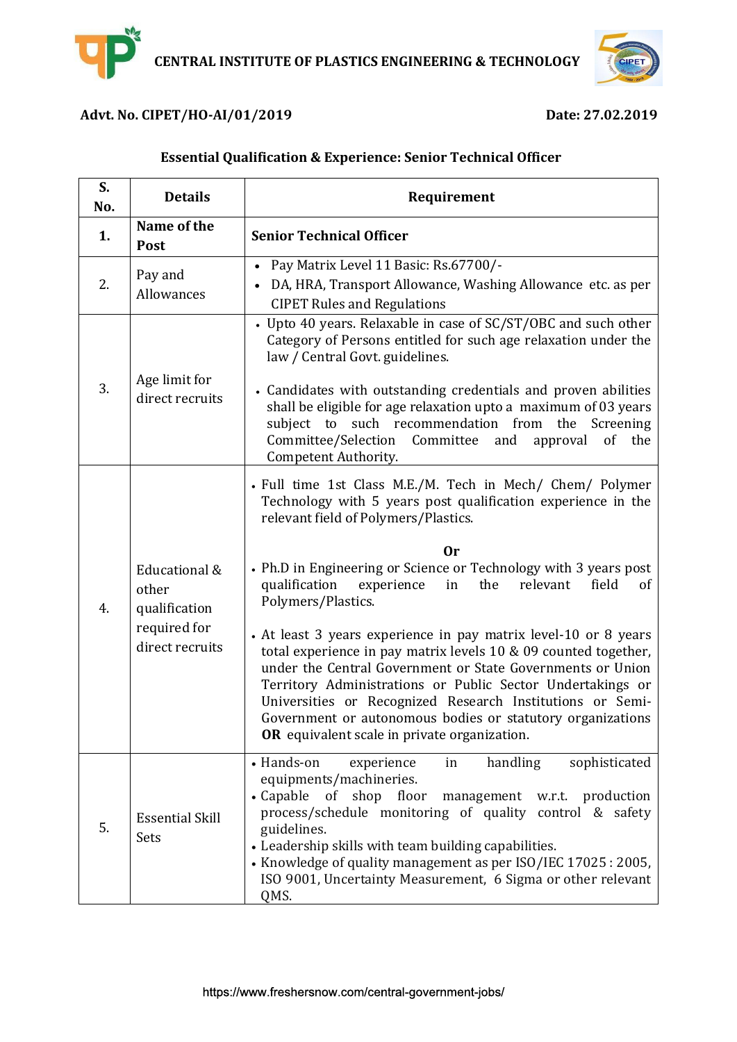# CENTRAL INSTITUTE OF PLASTICS ENGINEERING & TECHNOLOGY

**Advt. No. CIPET/HO-AI/01/2019** **Date: 27.02.2019**

## Essential Qualification & Experience: Senior Technical Officer

| S. No. | Details | Requirement |
|---|---|---|
| **1.** | **Name of the Post** | **Senior Technical Officer** |
| 2. | Pay and Allowances | • Pay Matrix Level 11 Basic: Rs.67700/-<br>• DA, HRA, Transport Allowance, Washing Allowance etc. as per CIPET Rules and Regulations |
| 3. | Age limit for direct recruits | • Upto 40 years. Relaxable in case of SC/ST/OBC and such other Category of Persons entitled for such age relaxation under the law / Central Govt. guidelines.<br><br>• Candidates with outstanding credentials and proven abilities shall be eligible for age relaxation upto a maximum of 03 years subject to such recommendation from the Screening Committee/Selection Committee and approval of the Competent Authority. |
| 4. | Educational & other qualification required for direct recruits | • Full time 1st Class M.E./M. Tech in Mech/ Chem/ Polymer Technology with 5 years post qualification experience in the relevant field of Polymers/Plastics.<br><br>**Or**<br>• Ph.D in Engineering or Science or Technology with 3 years post qualification experience in the relevant field of Polymers/Plastics.<br><br>• At least 3 years experience in pay matrix level-10 or 8 years total experience in pay matrix levels 10 & 09 counted together, under the Central Government or State Governments or Union Territory Administrations or Public Sector Undertakings or Universities or Recognized Research Institutions or Semi-Government or autonomous bodies or statutory organizations **OR** equivalent scale in private organization. |
| 5. | Essential Skill Sets | • Hands-on experience in handling sophisticated equipments/machineries.<br>• Capable of shop floor management w.r.t. production process/schedule monitoring of quality control & safety guidelines.<br>• Leadership skills with team building capabilities.<br>• Knowledge of quality management as per ISO/IEC 17025 : 2005, ISO 9001, Uncertainty Measurement, 6 Sigma or other relevant QMS. |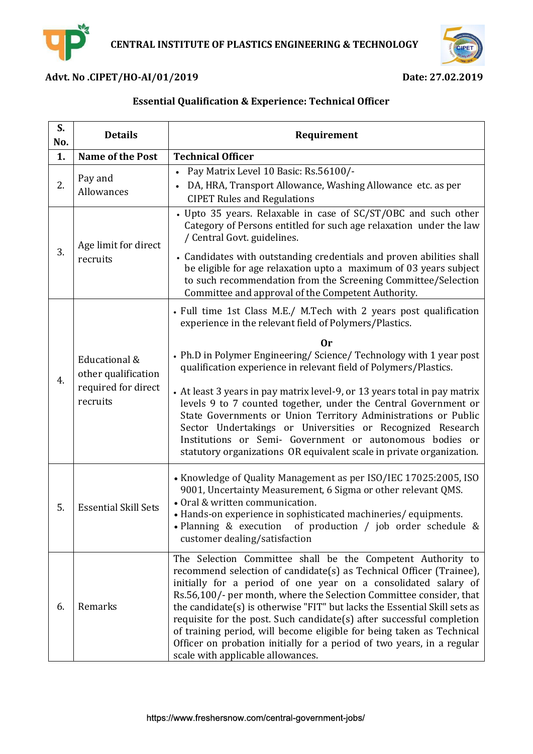**CENTRAL INSTITUTE OF PLASTICS ENGINEERING & TECHNOLOGY**

**Advt. No .CIPET/HO-AI/01/2019** **Date: 27.02.2019**

## Essential Qualification & Experience: Technical Officer

| S. No. | Details | Requirement |
|---|---|---|
| **1.** | **Name of the Post** | **Technical Officer** |
| 2. | Pay and Allowances | • Pay Matrix Level 10 Basic: Rs.56100/-<br>• DA, HRA, Transport Allowance, Washing Allowance etc. as per CIPET Rules and Regulations |
| 3. | Age limit for direct recruits | • Upto 35 years. Relaxable in case of SC/ST/OBC and such other Category of Persons entitled for such age relaxation under the law / Central Govt. guidelines.<br>• Candidates with outstanding credentials and proven abilities shall be eligible for age relaxation upto a maximum of 03 years subject to such recommendation from the Screening Committee/Selection Committee and approval of the Competent Authority. |
| 4. | Educational & other qualification required for direct recruits | • Full time 1st Class M.E./ M.Tech with 2 years post qualification experience in the relevant field of Polymers/Plastics.<br>**Or**<br>• Ph.D in Polymer Engineering/ Science/ Technology with 1 year post qualification experience in relevant field of Polymers/Plastics.<br>• At least 3 years in pay matrix level-9, or 13 years total in pay matrix levels 9 to 7 counted together, under the Central Government or State Governments or Union Territory Administrations or Public Sector Undertakings or Universities or Recognized Research Institutions or Semi- Government or autonomous bodies or statutory organizations OR equivalent scale in private organization. |
| 5. | Essential Skill Sets | • Knowledge of Quality Management as per ISO/IEC 17025:2005, ISO 9001, Uncertainty Measurement, 6 Sigma or other relevant QMS.<br>• Oral & written communication.<br>• Hands-on experience in sophisticated machineries/ equipments.<br>• Planning & execution of production / job order schedule & customer dealing/satisfaction |
| 6. | Remarks | The Selection Committee shall be the Competent Authority to recommend selection of candidate(s) as Technical Officer (Trainee), initially for a period of one year on a consolidated salary of Rs.56,100/- per month, where the Selection Committee consider, that the candidate(s) is otherwise "FIT" but lacks the Essential Skill sets as requisite for the post. Such candidate(s) after successful completion of training period, will become eligible for being taken as Technical Officer on probation initially for a period of two years, in a regular scale with applicable allowances. |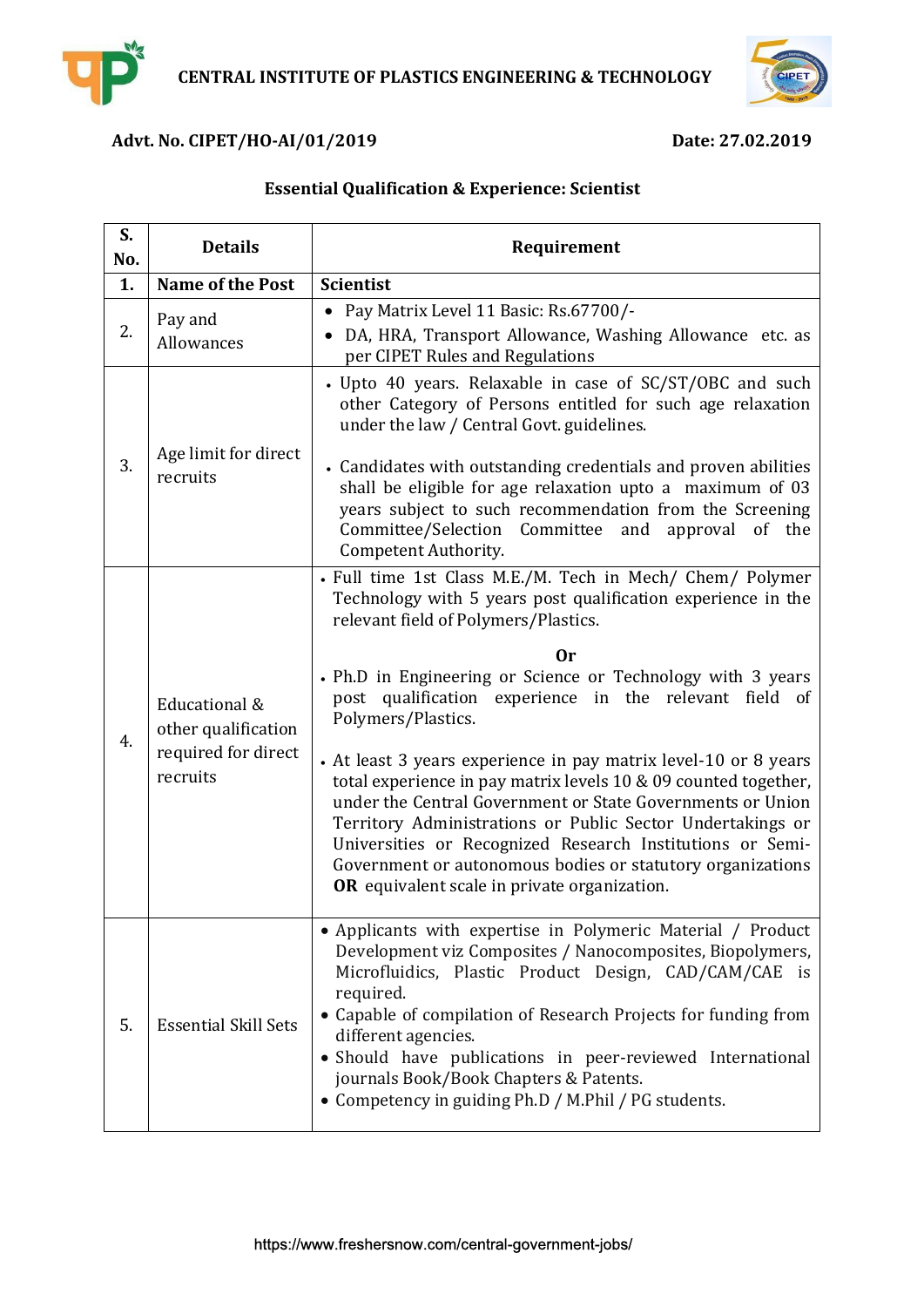**CENTRAL INSTITUTE OF PLASTICS ENGINEERING & TECHNOLOGY**

**Advt. No. CIPET/HO-AI/01/2019** **Date: 27.02.2019**

## Essential Qualification & Experience: Scientist

| S. No. | Details | Requirement |
|---|---|---|
| **1.** | **Name of the Post** | **Scientist** |
| 2. | Pay and Allowances | • Pay Matrix Level 11 Basic: Rs.67700/-<br>• DA, HRA, Transport Allowance, Washing Allowance etc. as per CIPET Rules and Regulations |
| 3. | Age limit for direct recruits | • Upto 40 years. Relaxable in case of SC/ST/OBC and such other Category of Persons entitled for such age relaxation under the law / Central Govt. guidelines.<br>• Candidates with outstanding credentials and proven abilities shall be eligible for age relaxation upto a maximum of 03 years subject to such recommendation from the Screening Committee/Selection Committee and approval of the Competent Authority. |
| 4. | Educational & other qualification required for direct recruits | • Full time 1st Class M.E./M. Tech in Mech/ Chem/ Polymer Technology with 5 years post qualification experience in the relevant field of Polymers/Plastics.<br>**Or**<br>• Ph.D in Engineering or Science or Technology with 3 years post qualification experience in the relevant field of Polymers/Plastics.<br>• At least 3 years experience in pay matrix level-10 or 8 years total experience in pay matrix levels 10 & 09 counted together, under the Central Government or State Governments or Union Territory Administrations or Public Sector Undertakings or Universities or Recognized Research Institutions or Semi-Government or autonomous bodies or statutory organizations **OR** equivalent scale in private organization. |
| 5. | Essential Skill Sets | • Applicants with expertise in Polymeric Material / Product Development viz Composites / Nanocomposites, Biopolymers, Microfluidics, Plastic Product Design, CAD/CAM/CAE is required.<br>• Capable of compilation of Research Projects for funding from different agencies.<br>• Should have publications in peer-reviewed International journals Book/Book Chapters & Patents.<br>• Competency in guiding Ph.D / M.Phil / PG students. |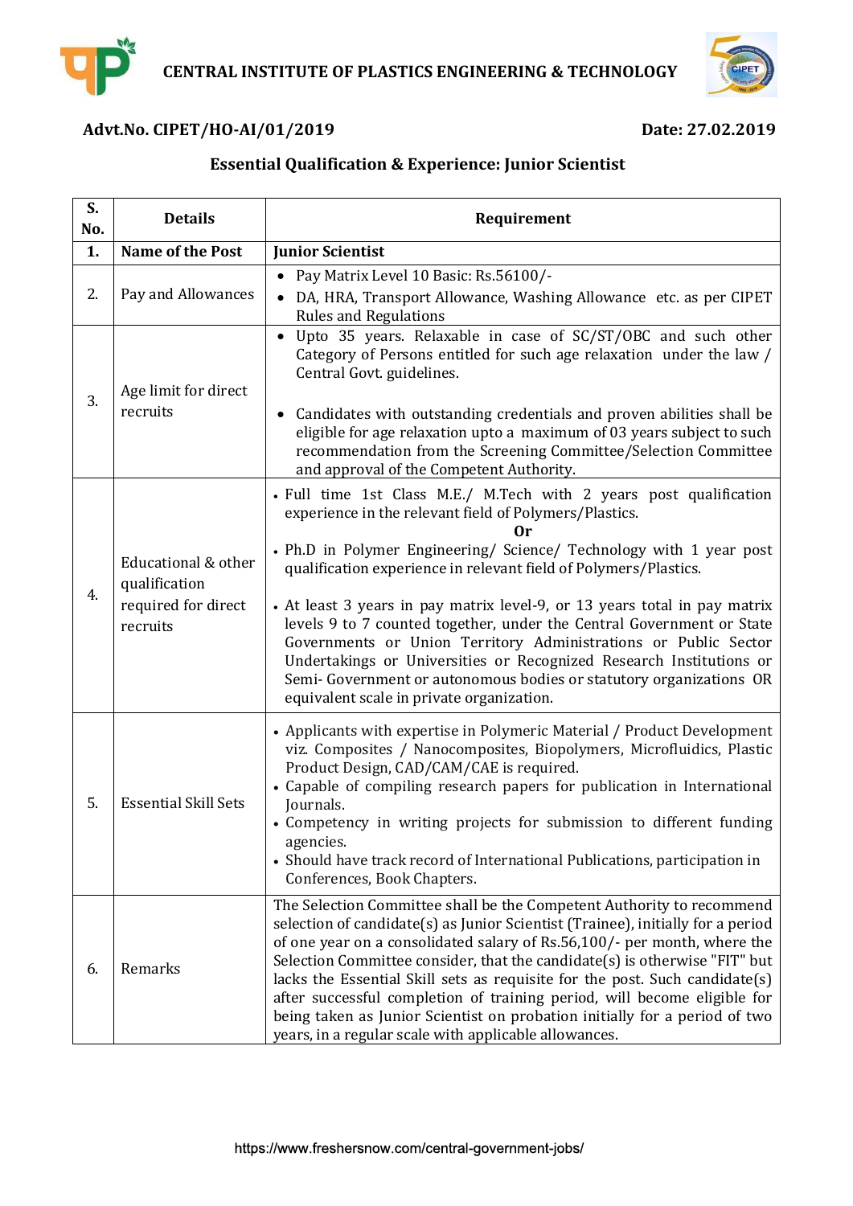# CENTRAL INSTITUTE OF PLASTICS ENGINEERING & TECHNOLOGY

**Advt.No. CIPET/HO-AI/01/2019** **Date: 27.02.2019**

## Essential Qualification & Experience: Junior Scientist

| S. No. | Details | Requirement |
|---|---|---|
| **1.** | **Name of the Post** | **Junior Scientist** |
| 2. | Pay and Allowances | • Pay Matrix Level 10 Basic: Rs.56100/-<br>• DA, HRA, Transport Allowance, Washing Allowance etc. as per CIPET Rules and Regulations |
| 3. | Age limit for direct recruits | • Upto 35 years. Relaxable in case of SC/ST/OBC and such other Category of Persons entitled for such age relaxation under the law / Central Govt. guidelines.<br><br>• Candidates with outstanding credentials and proven abilities shall be eligible for age relaxation upto a maximum of 03 years subject to such recommendation from the Screening Committee/Selection Committee and approval of the Competent Authority. |
| 4. | Educational & other qualification required for direct recruits | • Full time 1st Class M.E./ M.Tech with 2 years post qualification experience in the relevant field of Polymers/Plastics.<br>**Or**<br>• Ph.D in Polymer Engineering/ Science/ Technology with 1 year post qualification experience in relevant field of Polymers/Plastics.<br><br>• At least 3 years in pay matrix level-9, or 13 years total in pay matrix levels 9 to 7 counted together, under the Central Government or State Governments or Union Territory Administrations or Public Sector Undertakings or Universities or Recognized Research Institutions or Semi- Government or autonomous bodies or statutory organizations OR equivalent scale in private organization. |
| 5. | Essential Skill Sets | • Applicants with expertise in Polymeric Material / Product Development viz. Composites / Nanocomposites, Biopolymers, Microfluidics, Plastic Product Design, CAD/CAM/CAE is required.<br>• Capable of compiling research papers for publication in International Journals.<br>• Competency in writing projects for submission to different funding agencies.<br>• Should have track record of International Publications, participation in Conferences, Book Chapters. |
| 6. | Remarks | The Selection Committee shall be the Competent Authority to recommend selection of candidate(s) as Junior Scientist (Trainee), initially for a period of one year on a consolidated salary of Rs.56,100/- per month, where the Selection Committee consider, that the candidate(s) is otherwise "FIT" but lacks the Essential Skill sets as requisite for the post. Such candidate(s) after successful completion of training period, will become eligible for being taken as Junior Scientist on probation initially for a period of two years, in a regular scale with applicable allowances. |

https://www.freshersnow.com/central-government-jobs/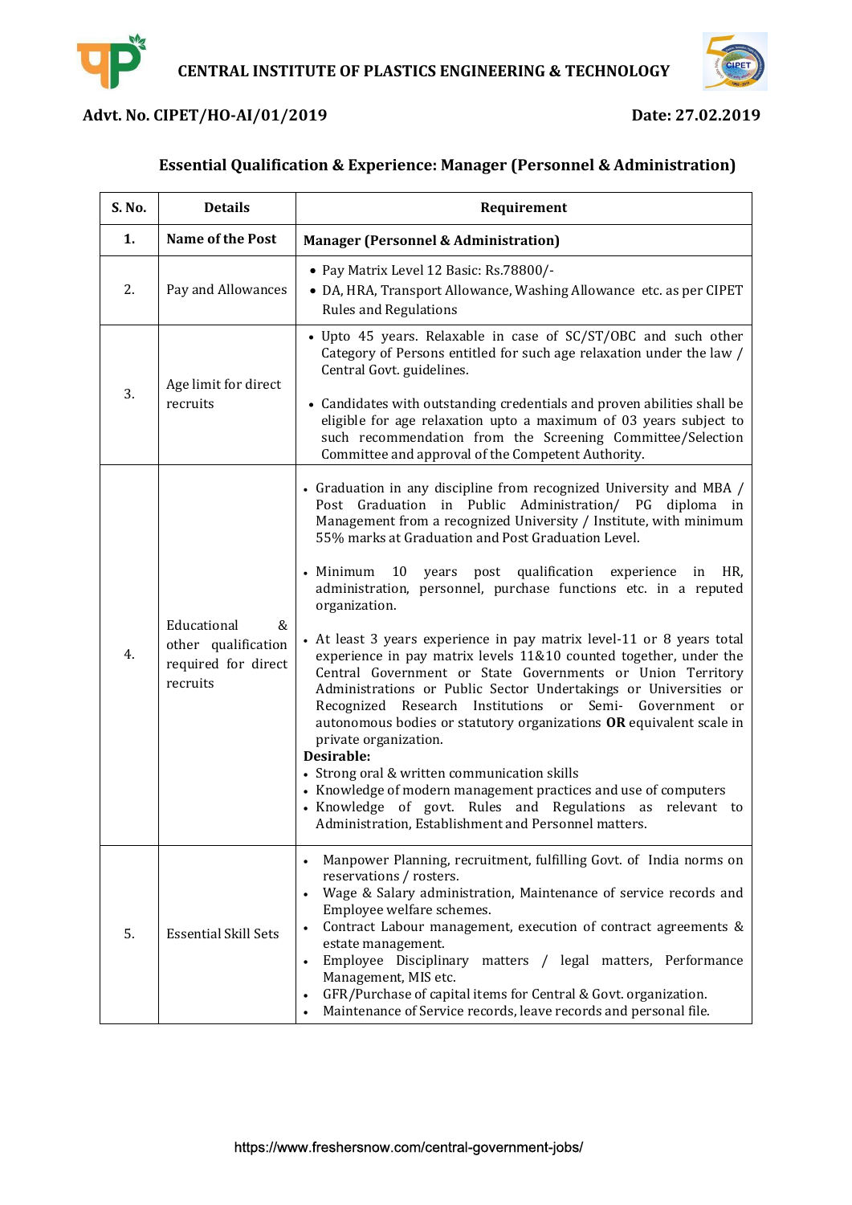**CENTRAL INSTITUTE OF PLASTICS ENGINEERING & TECHNOLOGY**

**Advt. No. CIPET/HO-AI/01/2019** **Date: 27.02.2019**

## Essential Qualification & Experience: Manager (Personnel & Administration)

| S. No. | Details | Requirement |
|---|---|---|
| **1.** | **Name of the Post** | **Manager (Personnel & Administration)** |
| 2. | Pay and Allowances | • Pay Matrix Level 12 Basic: Rs.78800/-<br>• DA, HRA, Transport Allowance, Washing Allowance etc. as per CIPET Rules and Regulations |
| 3. | Age limit for direct recruits | • Upto 45 years. Relaxable in case of SC/ST/OBC and such other Category of Persons entitled for such age relaxation under the law / Central Govt. guidelines.<br>• Candidates with outstanding credentials and proven abilities shall be eligible for age relaxation upto a maximum of 03 years subject to such recommendation from the Screening Committee/Selection Committee and approval of the Competent Authority. |
| 4. | Educational & other qualification required for direct recruits | • Graduation in any discipline from recognized University and MBA / Post Graduation in Public Administration/ PG diploma in Management from a recognized University / Institute, with minimum 55% marks at Graduation and Post Graduation Level.<br>• Minimum 10 years post qualification experience in HR, administration, personnel, purchase functions etc. in a reputed organization.<br>• At least 3 years experience in pay matrix level-11 or 8 years total experience in pay matrix levels 11&10 counted together, under the Central Government or State Governments or Union Territory Administrations or Public Sector Undertakings or Universities or Recognized Research Institutions or Semi- Government or autonomous bodies or statutory organizations **OR** equivalent scale in private organization.<br>**Desirable:**<br>• Strong oral & written communication skills<br>• Knowledge of modern management practices and use of computers<br>• Knowledge of govt. Rules and Regulations as relevant to Administration, Establishment and Personnel matters. |
| 5. | Essential Skill Sets | • Manpower Planning, recruitment, fulfilling Govt. of India norms on reservations / rosters.<br>• Wage & Salary administration, Maintenance of service records and Employee welfare schemes.<br>• Contract Labour management, execution of contract agreements & estate management.<br>• Employee Disciplinary matters / legal matters, Performance Management, MIS etc.<br>• GFR/Purchase of capital items for Central & Govt. organization.<br>• Maintenance of Service records, leave records and personal file. |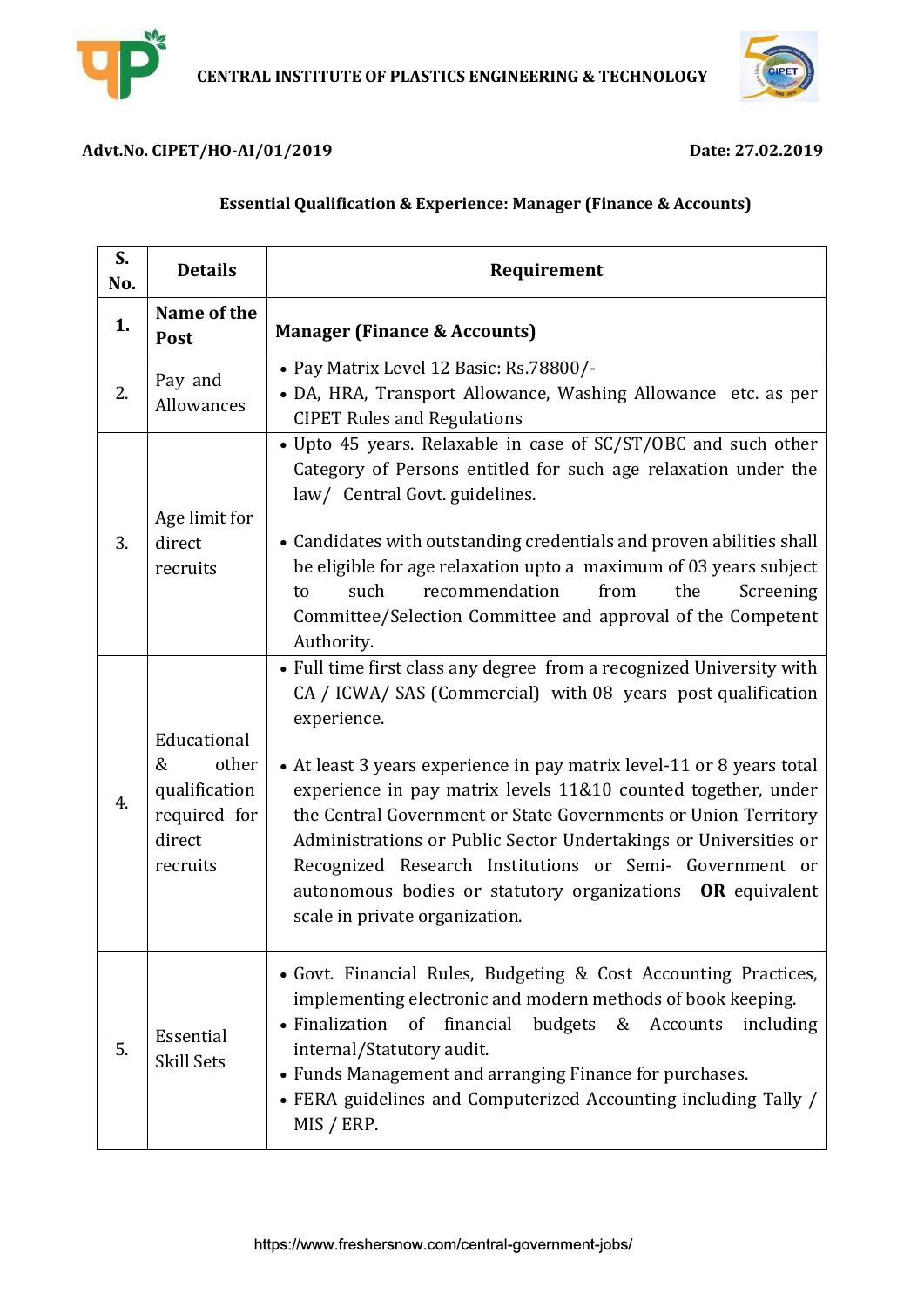CENTRAL INSTITUTE OF PLASTICS ENGINEERING & TECHNOLOGY

**Advt.No. CIPET/HO-AI/01/2019** **Date: 27.02.2019**

### Essential Qualification & Experience: Manager (Finance & Accounts)

| S. No. | Details | Requirement |
|---|---|---|
| **1.** | **Name of the Post** | **Manager (Finance & Accounts)** |
| 2. | Pay and Allowances | • Pay Matrix Level 12 Basic: Rs.78800/-<br>• DA, HRA, Transport Allowance, Washing Allowance etc. as per CIPET Rules and Regulations |
| 3. | Age limit for direct recruits | • Upto 45 years. Relaxable in case of SC/ST/OBC and such other Category of Persons entitled for such age relaxation under the law/ Central Govt. guidelines.<br><br>• Candidates with outstanding credentials and proven abilities shall be eligible for age relaxation upto a maximum of 03 years subject to such recommendation from the Screening Committee/Selection Committee and approval of the Competent Authority. |
| 4. | Educational & other qualification required for direct recruits | • Full time first class any degree from a recognized University with CA / ICWA/ SAS (Commercial) with 08 years post qualification experience.<br><br>• At least 3 years experience in pay matrix level-11 or 8 years total experience in pay matrix levels 11&10 counted together, under the Central Government or State Governments or Union Territory Administrations or Public Sector Undertakings or Universities or Recognized Research Institutions or Semi- Government or autonomous bodies or statutory organizations **OR** equivalent scale in private organization. |
| 5. | Essential Skill Sets | • Govt. Financial Rules, Budgeting & Cost Accounting Practices, implementing electronic and modern methods of book keeping.<br>• Finalization of financial budgets & Accounts including internal/Statutory audit.<br>• Funds Management and arranging Finance for purchases.<br>• FERA guidelines and Computerized Accounting including Tally / MIS / ERP. |